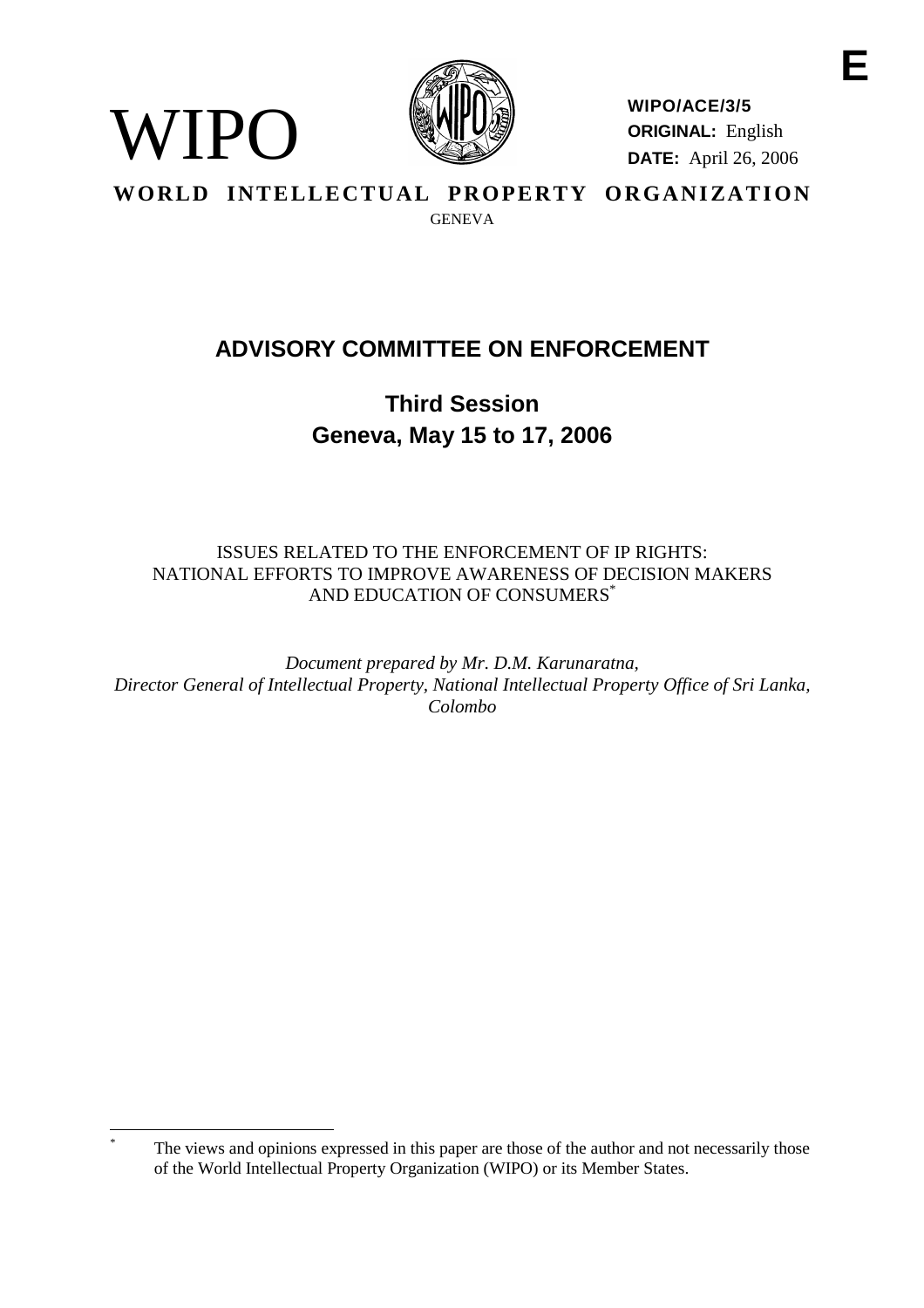WIPO

**WIPO/ACE/3/5**
**ORIGINAL:** English
**DATE:** April 26, 2006

E

**WORLD INTELLECTUAL PROPERTY ORGANIZATION**

GENEVA

# ADVISORY COMMITTEE ON ENFORCEMENT

## Third Session
## Geneva, May 15 to 17, 2006

ISSUES RELATED TO THE ENFORCEMENT OF IP RIGHTS: NATIONAL EFFORTS TO IMPROVE AWARENESS OF DECISION MAKERS AND EDUCATION OF CONSUMERS[*]

*Document prepared by Mr. D.M. Karunaratna, Director General of Intellectual Property, National Intellectual Property Office of Sri Lanka, Colombo*

---

[*] The views and opinions expressed in this paper are those of the author and not necessarily those of the World Intellectual Property Organization (WIPO) or its Member States.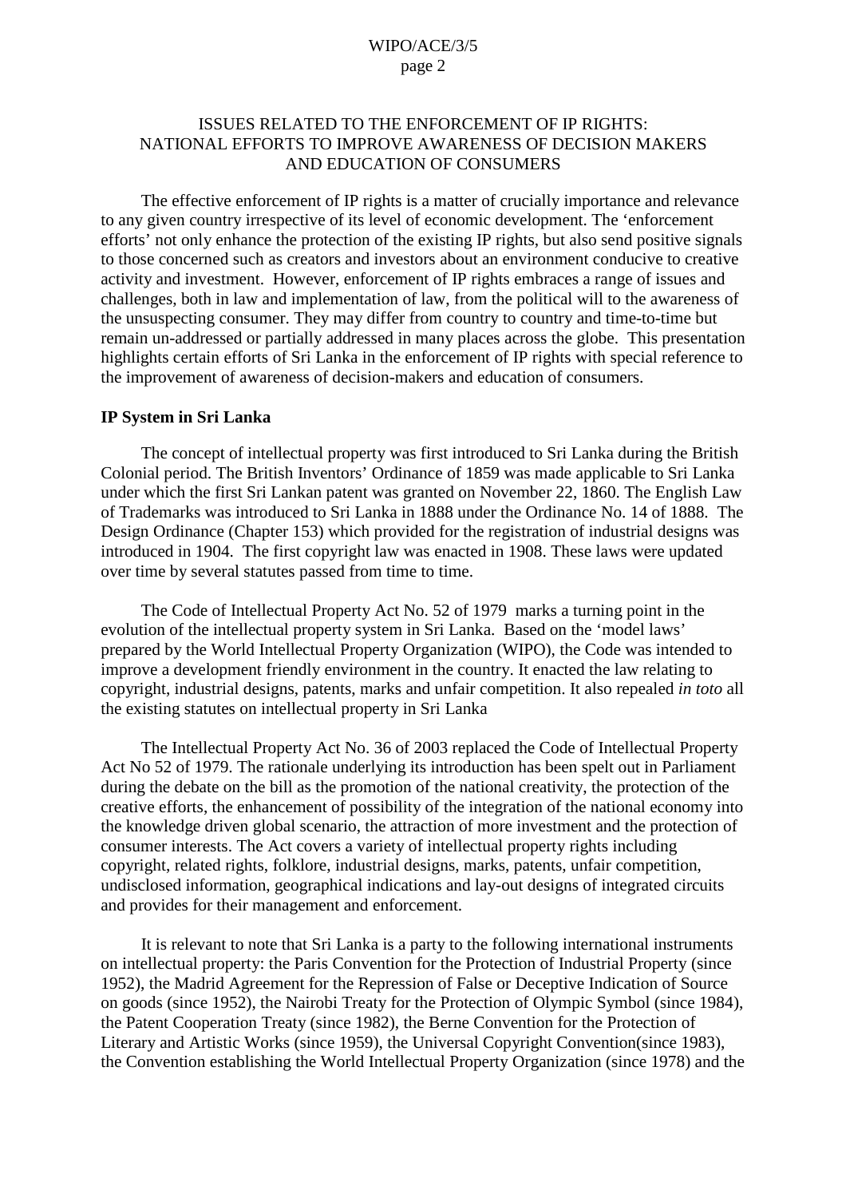# ISSUES RELATED TO THE ENFORCEMENT OF IP RIGHTS: NATIONAL EFFORTS TO IMPROVE AWARENESS OF DECISION MAKERS AND EDUCATION OF CONSUMERS

The effective enforcement of IP rights is a matter of crucially importance and relevance to any given country irrespective of its level of economic development. The 'enforcement efforts' not only enhance the protection of the existing IP rights, but also send positive signals to those concerned such as creators and investors about an environment conducive to creative activity and investment. However, enforcement of IP rights embraces a range of issues and challenges, both in law and implementation of law, from the political will to the awareness of the unsuspecting consumer. They may differ from country to country and time-to-time but remain un-addressed or partially addressed in many places across the globe. This presentation highlights certain efforts of Sri Lanka in the enforcement of IP rights with special reference to the improvement of awareness of decision-makers and education of consumers.

**IP System in Sri Lanka**

The concept of intellectual property was first introduced to Sri Lanka during the British Colonial period. The British Inventors' Ordinance of 1859 was made applicable to Sri Lanka under which the first Sri Lankan patent was granted on November 22, 1860. The English Law of Trademarks was introduced to Sri Lanka in 1888 under the Ordinance No. 14 of 1888. The Design Ordinance (Chapter 153) which provided for the registration of industrial designs was introduced in 1904. The first copyright law was enacted in 1908. These laws were updated over time by several statutes passed from time to time.

The Code of Intellectual Property Act No. 52 of 1979 marks a turning point in the evolution of the intellectual property system in Sri Lanka. Based on the 'model laws' prepared by the World Intellectual Property Organization (WIPO), the Code was intended to improve a development friendly environment in the country. It enacted the law relating to copyright, industrial designs, patents, marks and unfair competition. It also repealed *in toto* all the existing statutes on intellectual property in Sri Lanka

The Intellectual Property Act No. 36 of 2003 replaced the Code of Intellectual Property Act No 52 of 1979. The rationale underlying its introduction has been spelt out in Parliament during the debate on the bill as the promotion of the national creativity, the protection of the creative efforts, the enhancement of possibility of the integration of the national economy into the knowledge driven global scenario, the attraction of more investment and the protection of consumer interests. The Act covers a variety of intellectual property rights including copyright, related rights, folklore, industrial designs, marks, patents, unfair competition, undisclosed information, geographical indications and lay-out designs of integrated circuits and provides for their management and enforcement.

It is relevant to note that Sri Lanka is a party to the following international instruments on intellectual property: the Paris Convention for the Protection of Industrial Property (since 1952), the Madrid Agreement for the Repression of False or Deceptive Indication of Source on goods (since 1952), the Nairobi Treaty for the Protection of Olympic Symbol (since 1984), the Patent Cooperation Treaty (since 1982), the Berne Convention for the Protection of Literary and Artistic Works (since 1959), the Universal Copyright Convention(since 1983), the Convention establishing the World Intellectual Property Organization (since 1978) and the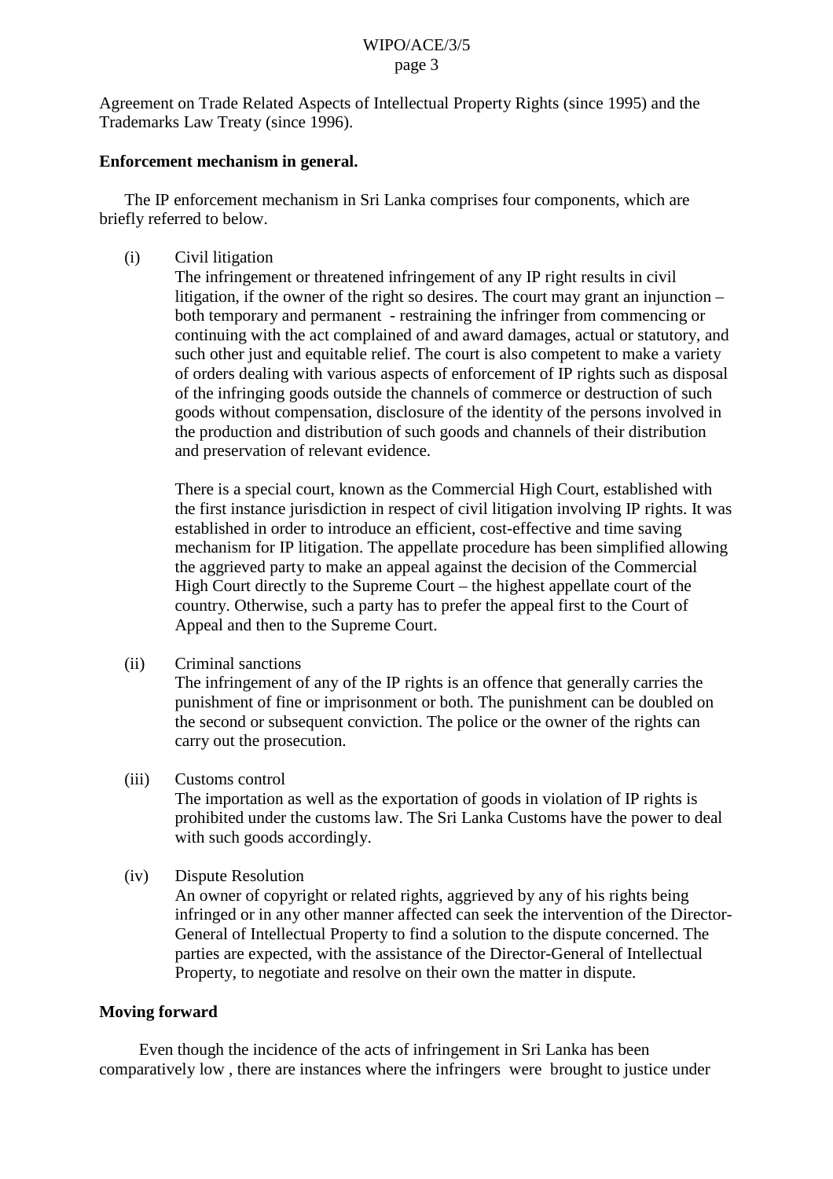Agreement on Trade Related Aspects of Intellectual Property Rights (since 1995) and the Trademarks Law Treaty (since 1996).

**Enforcement mechanism in general.**

The IP enforcement mechanism in Sri Lanka comprises four components, which are briefly referred to below.

(i) Civil litigation

The infringement or threatened infringement of any IP right results in civil litigation, if the owner of the right so desires. The court may grant an injunction – both temporary and permanent - restraining the infringer from commencing or continuing with the act complained of and award damages, actual or statutory, and such other just and equitable relief. The court is also competent to make a variety of orders dealing with various aspects of enforcement of IP rights such as disposal of the infringing goods outside the channels of commerce or destruction of such goods without compensation, disclosure of the identity of the persons involved in the production and distribution of such goods and channels of their distribution and preservation of relevant evidence.

There is a special court, known as the Commercial High Court, established with the first instance jurisdiction in respect of civil litigation involving IP rights. It was established in order to introduce an efficient, cost-effective and time saving mechanism for IP litigation. The appellate procedure has been simplified allowing the aggrieved party to make an appeal against the decision of the Commercial High Court directly to the Supreme Court – the highest appellate court of the country. Otherwise, such a party has to prefer the appeal first to the Court of Appeal and then to the Supreme Court.

(ii) Criminal sanctions

The infringement of any of the IP rights is an offence that generally carries the punishment of fine or imprisonment or both. The punishment can be doubled on the second or subsequent conviction. The police or the owner of the rights can carry out the prosecution.

(iii) Customs control

The importation as well as the exportation of goods in violation of IP rights is prohibited under the customs law. The Sri Lanka Customs have the power to deal with such goods accordingly.

(iv) Dispute Resolution

An owner of copyright or related rights, aggrieved by any of his rights being infringed or in any other manner affected can seek the intervention of the Director-General of Intellectual Property to find a solution to the dispute concerned. The parties are expected, with the assistance of the Director-General of Intellectual Property, to negotiate and resolve on their own the matter in dispute.

**Moving forward**

Even though the incidence of the acts of infringement in Sri Lanka has been comparatively low , there are instances where the infringers were brought to justice under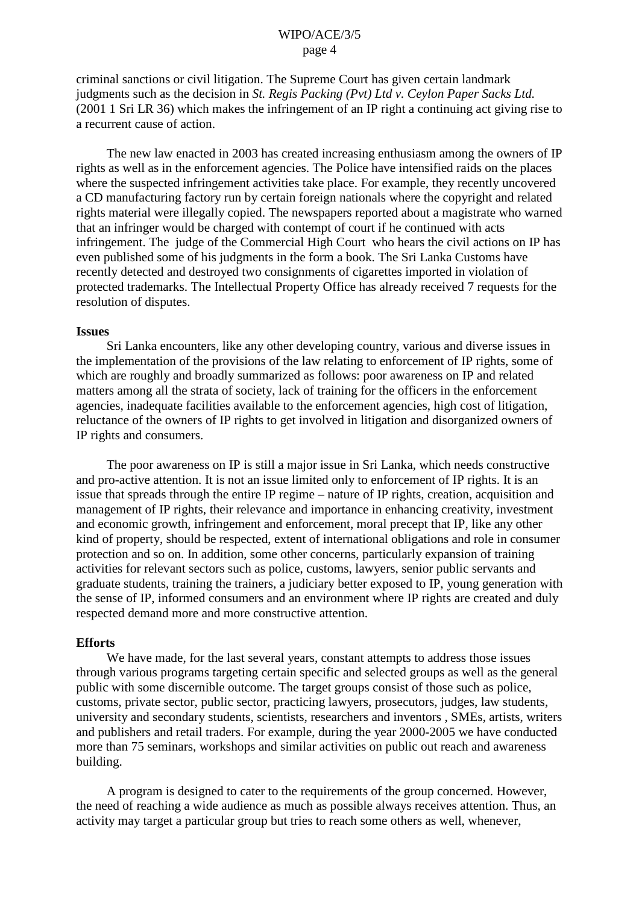criminal sanctions or civil litigation. The Supreme Court has given certain landmark judgments such as the decision in *St. Regis Packing (Pvt) Ltd v. Ceylon Paper Sacks Ltd.* (2001 1 Sri LR 36) which makes the infringement of an IP right a continuing act giving rise to a recurrent cause of action.

The new law enacted in 2003 has created increasing enthusiasm among the owners of IP rights as well as in the enforcement agencies. The Police have intensified raids on the places where the suspected infringement activities take place. For example, they recently uncovered a CD manufacturing factory run by certain foreign nationals where the copyright and related rights material were illegally copied. The newspapers reported about a magistrate who warned that an infringer would be charged with contempt of court if he continued with acts infringement. The judge of the Commercial High Court who hears the civil actions on IP has even published some of his judgments in the form a book. The Sri Lanka Customs have recently detected and destroyed two consignments of cigarettes imported in violation of protected trademarks. The Intellectual Property Office has already received 7 requests for the resolution of disputes.

**Issues**

Sri Lanka encounters, like any other developing country, various and diverse issues in the implementation of the provisions of the law relating to enforcement of IP rights, some of which are roughly and broadly summarized as follows: poor awareness on IP and related matters among all the strata of society, lack of training for the officers in the enforcement agencies, inadequate facilities available to the enforcement agencies, high cost of litigation, reluctance of the owners of IP rights to get involved in litigation and disorganized owners of IP rights and consumers.

The poor awareness on IP is still a major issue in Sri Lanka, which needs constructive and pro-active attention. It is not an issue limited only to enforcement of IP rights. It is an issue that spreads through the entire IP regime – nature of IP rights, creation, acquisition and management of IP rights, their relevance and importance in enhancing creativity, investment and economic growth, infringement and enforcement, moral precept that IP, like any other kind of property, should be respected, extent of international obligations and role in consumer protection and so on. In addition, some other concerns, particularly expansion of training activities for relevant sectors such as police, customs, lawyers, senior public servants and graduate students, training the trainers, a judiciary better exposed to IP, young generation with the sense of IP, informed consumers and an environment where IP rights are created and duly respected demand more and more constructive attention.

**Efforts**

We have made, for the last several years, constant attempts to address those issues through various programs targeting certain specific and selected groups as well as the general public with some discernible outcome. The target groups consist of those such as police, customs, private sector, public sector, practicing lawyers, prosecutors, judges, law students, university and secondary students, scientists, researchers and inventors , SMEs, artists, writers and publishers and retail traders. For example, during the year 2000-2005 we have conducted more than 75 seminars, workshops and similar activities on public out reach and awareness building.

A program is designed to cater to the requirements of the group concerned. However, the need of reaching a wide audience as much as possible always receives attention. Thus, an activity may target a particular group but tries to reach some others as well, whenever,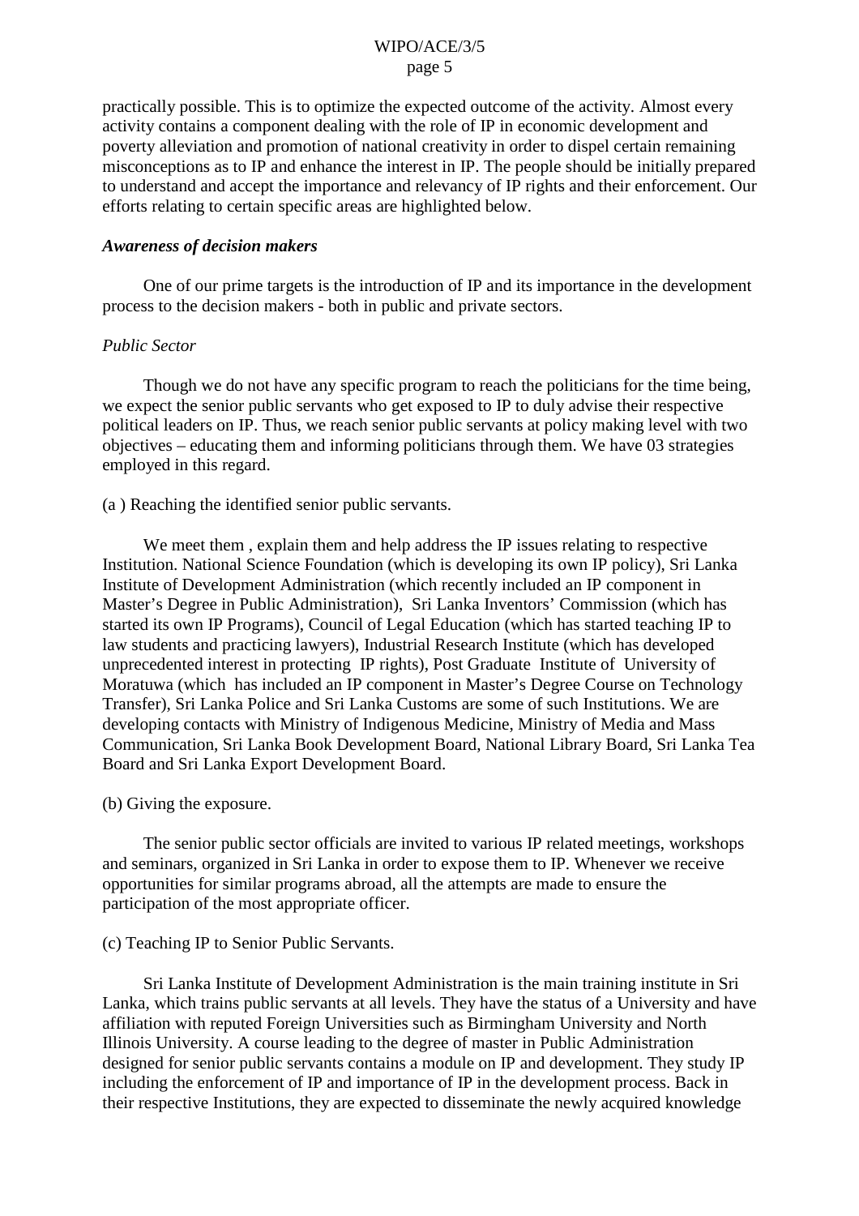practically possible. This is to optimize the expected outcome of the activity. Almost every activity contains a component dealing with the role of IP in economic development and poverty alleviation and promotion of national creativity in order to dispel certain remaining misconceptions as to IP and enhance the interest in IP. The people should be initially prepared to understand and accept the importance and relevancy of IP rights and their enforcement. Our efforts relating to certain specific areas are highlighted below.

***Awareness of decision makers***

One of our prime targets is the introduction of IP and its importance in the development process to the decision makers - both in public and private sectors.

*Public Sector*

Though we do not have any specific program to reach the politicians for the time being, we expect the senior public servants who get exposed to IP to duly advise their respective political leaders on IP. Thus, we reach senior public servants at policy making level with two objectives – educating them and informing politicians through them. We have 03 strategies employed in this regard.

(a ) Reaching the identified senior public servants.

We meet them , explain them and help address the IP issues relating to respective Institution. National Science Foundation (which is developing its own IP policy), Sri Lanka Institute of Development Administration (which recently included an IP component in Master's Degree in Public Administration), Sri Lanka Inventors' Commission (which has started its own IP Programs), Council of Legal Education (which has started teaching IP to law students and practicing lawyers), Industrial Research Institute (which has developed unprecedented interest in protecting IP rights), Post Graduate Institute of University of Moratuwa (which has included an IP component in Master's Degree Course on Technology Transfer), Sri Lanka Police and Sri Lanka Customs are some of such Institutions. We are developing contacts with Ministry of Indigenous Medicine, Ministry of Media and Mass Communication, Sri Lanka Book Development Board, National Library Board, Sri Lanka Tea Board and Sri Lanka Export Development Board.

(b) Giving the exposure.

The senior public sector officials are invited to various IP related meetings, workshops and seminars, organized in Sri Lanka in order to expose them to IP. Whenever we receive opportunities for similar programs abroad, all the attempts are made to ensure the participation of the most appropriate officer.

(c) Teaching IP to Senior Public Servants.

Sri Lanka Institute of Development Administration is the main training institute in Sri Lanka, which trains public servants at all levels. They have the status of a University and have affiliation with reputed Foreign Universities such as Birmingham University and North Illinois University. A course leading to the degree of master in Public Administration designed for senior public servants contains a module on IP and development. They study IP including the enforcement of IP and importance of IP in the development process. Back in their respective Institutions, they are expected to disseminate the newly acquired knowledge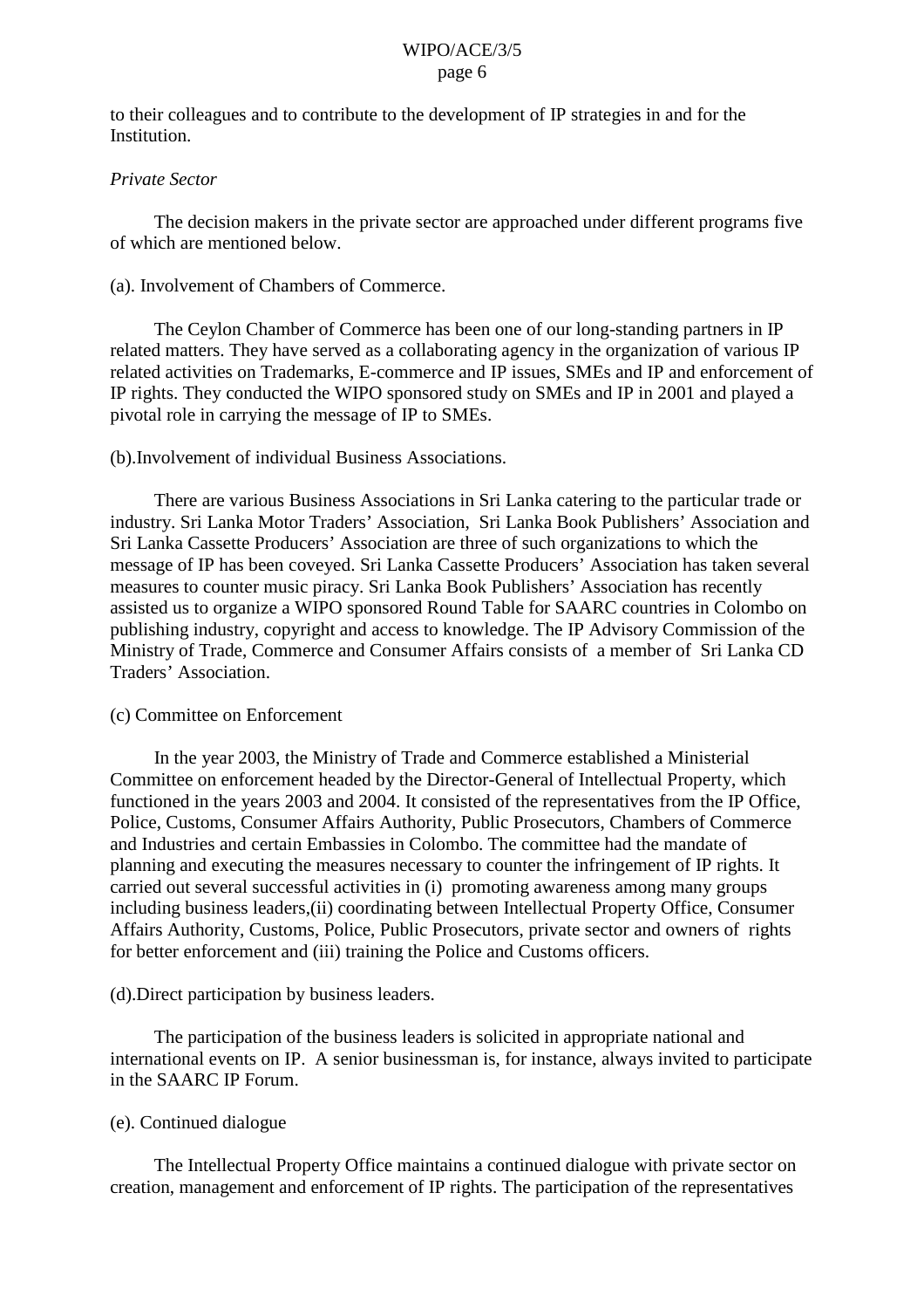to their colleagues and to contribute to the development of IP strategies in and for the Institution.

*Private Sector*

The decision makers in the private sector are approached under different programs five of which are mentioned below.

(a). Involvement of Chambers of Commerce.

The Ceylon Chamber of Commerce has been one of our long-standing partners in IP related matters. They have served as a collaborating agency in the organization of various IP related activities on Trademarks, E-commerce and IP issues, SMEs and IP and enforcement of IP rights. They conducted the WIPO sponsored study on SMEs and IP in 2001 and played a pivotal role in carrying the message of IP to SMEs.

(b).Involvement of individual Business Associations.

There are various Business Associations in Sri Lanka catering to the particular trade or industry. Sri Lanka Motor Traders' Association, Sri Lanka Book Publishers' Association and Sri Lanka Cassette Producers' Association are three of such organizations to which the message of IP has been coveyed. Sri Lanka Cassette Producers' Association has taken several measures to counter music piracy. Sri Lanka Book Publishers' Association has recently assisted us to organize a WIPO sponsored Round Table for SAARC countries in Colombo on publishing industry, copyright and access to knowledge. The IP Advisory Commission of the Ministry of Trade, Commerce and Consumer Affairs consists of a member of Sri Lanka CD Traders' Association.

(c) Committee on Enforcement

In the year 2003, the Ministry of Trade and Commerce established a Ministerial Committee on enforcement headed by the Director-General of Intellectual Property, which functioned in the years 2003 and 2004. It consisted of the representatives from the IP Office, Police, Customs, Consumer Affairs Authority, Public Prosecutors, Chambers of Commerce and Industries and certain Embassies in Colombo. The committee had the mandate of planning and executing the measures necessary to counter the infringement of IP rights. It carried out several successful activities in (i) promoting awareness among many groups including business leaders,(ii) coordinating between Intellectual Property Office, Consumer Affairs Authority, Customs, Police, Public Prosecutors, private sector and owners of rights for better enforcement and (iii) training the Police and Customs officers.

(d).Direct participation by business leaders.

The participation of the business leaders is solicited in appropriate national and international events on IP. A senior businessman is, for instance, always invited to participate in the SAARC IP Forum.

(e). Continued dialogue

The Intellectual Property Office maintains a continued dialogue with private sector on creation, management and enforcement of IP rights. The participation of the representatives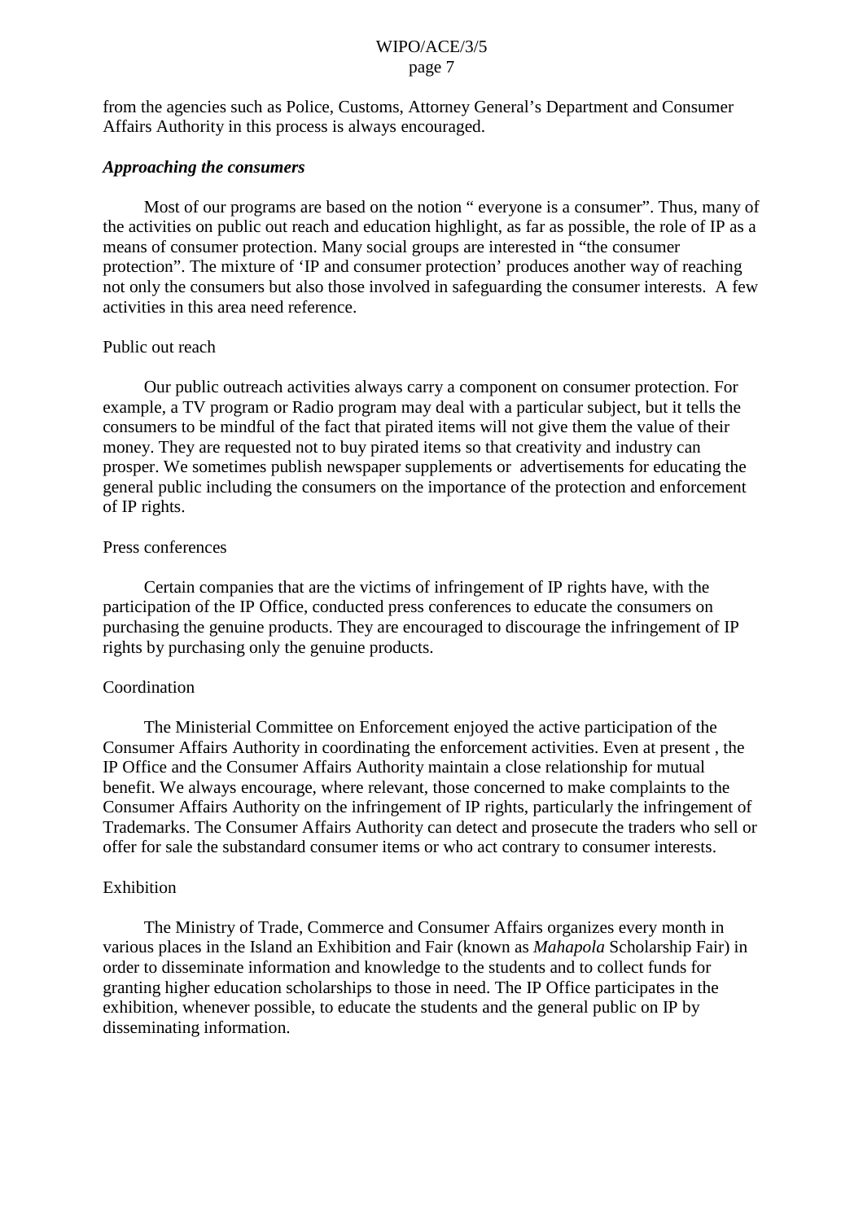from the agencies such as Police, Customs, Attorney General's Department and Consumer Affairs Authority in this process is always encouraged.

***Approaching the consumers***

Most of our programs are based on the notion " everyone is a consumer". Thus, many of the activities on public out reach and education highlight, as far as possible, the role of IP as a means of consumer protection. Many social groups are interested in "the consumer protection". The mixture of 'IP and consumer protection' produces another way of reaching not only the consumers but also those involved in safeguarding the consumer interests. A few activities in this area need reference.

Public out reach

Our public outreach activities always carry a component on consumer protection. For example, a TV program or Radio program may deal with a particular subject, but it tells the consumers to be mindful of the fact that pirated items will not give them the value of their money. They are requested not to buy pirated items so that creativity and industry can prosper. We sometimes publish newspaper supplements or advertisements for educating the general public including the consumers on the importance of the protection and enforcement of IP rights.

Press conferences

Certain companies that are the victims of infringement of IP rights have, with the participation of the IP Office, conducted press conferences to educate the consumers on purchasing the genuine products. They are encouraged to discourage the infringement of IP rights by purchasing only the genuine products.

Coordination

The Ministerial Committee on Enforcement enjoyed the active participation of the Consumer Affairs Authority in coordinating the enforcement activities. Even at present , the IP Office and the Consumer Affairs Authority maintain a close relationship for mutual benefit. We always encourage, where relevant, those concerned to make complaints to the Consumer Affairs Authority on the infringement of IP rights, particularly the infringement of Trademarks. The Consumer Affairs Authority can detect and prosecute the traders who sell or offer for sale the substandard consumer items or who act contrary to consumer interests.

Exhibition

The Ministry of Trade, Commerce and Consumer Affairs organizes every month in various places in the Island an Exhibition and Fair (known as *Mahapola* Scholarship Fair) in order to disseminate information and knowledge to the students and to collect funds for granting higher education scholarships to those in need. The IP Office participates in the exhibition, whenever possible, to educate the students and the general public on IP by disseminating information.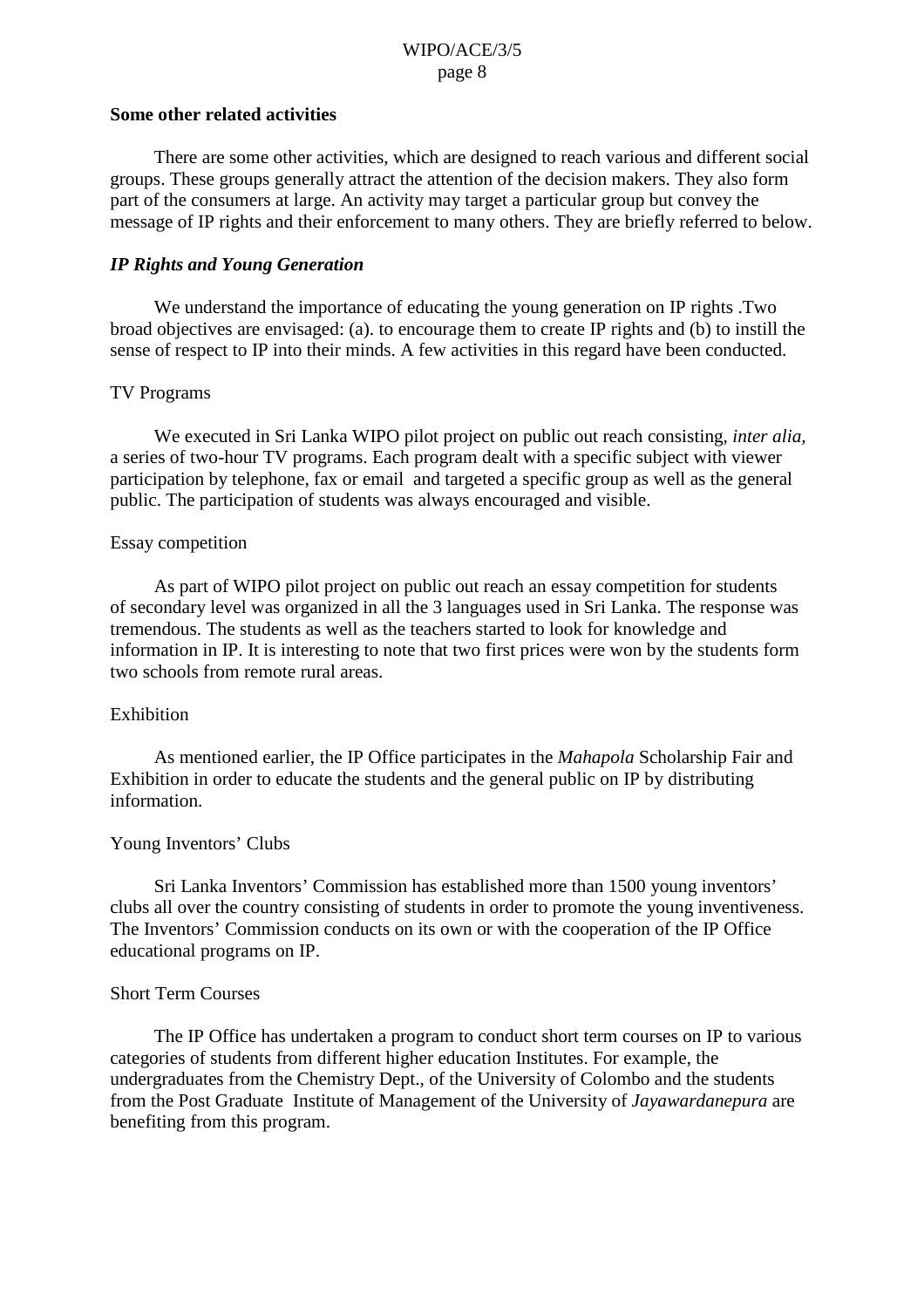**Some other related activities**

There are some other activities, which are designed to reach various and different social groups. These groups generally attract the attention of the decision makers. They also form part of the consumers at large. An activity may target a particular group but convey the message of IP rights and their enforcement to many others. They are briefly referred to below.

***IP Rights and Young Generation***

We understand the importance of educating the young generation on IP rights .Two broad objectives are envisaged: (a). to encourage them to create IP rights and (b) to instill the sense of respect to IP into their minds. A few activities in this regard have been conducted.

TV Programs

We executed in Sri Lanka WIPO pilot project on public out reach consisting, *inter alia,* a series of two-hour TV programs. Each program dealt with a specific subject with viewer participation by telephone, fax or email and targeted a specific group as well as the general public. The participation of students was always encouraged and visible.

Essay competition

As part of WIPO pilot project on public out reach an essay competition for students of secondary level was organized in all the 3 languages used in Sri Lanka. The response was tremendous. The students as well as the teachers started to look for knowledge and information in IP. It is interesting to note that two first prices were won by the students form two schools from remote rural areas.

Exhibition

As mentioned earlier, the IP Office participates in the *Mahapola* Scholarship Fair and Exhibition in order to educate the students and the general public on IP by distributing information.

Young Inventors' Clubs

Sri Lanka Inventors' Commission has established more than 1500 young inventors' clubs all over the country consisting of students in order to promote the young inventiveness. The Inventors' Commission conducts on its own or with the cooperation of the IP Office educational programs on IP.

Short Term Courses

The IP Office has undertaken a program to conduct short term courses on IP to various categories of students from different higher education Institutes. For example, the undergraduates from the Chemistry Dept., of the University of Colombo and the students from the Post Graduate Institute of Management of the University of *Jayawardanepura* are benefiting from this program.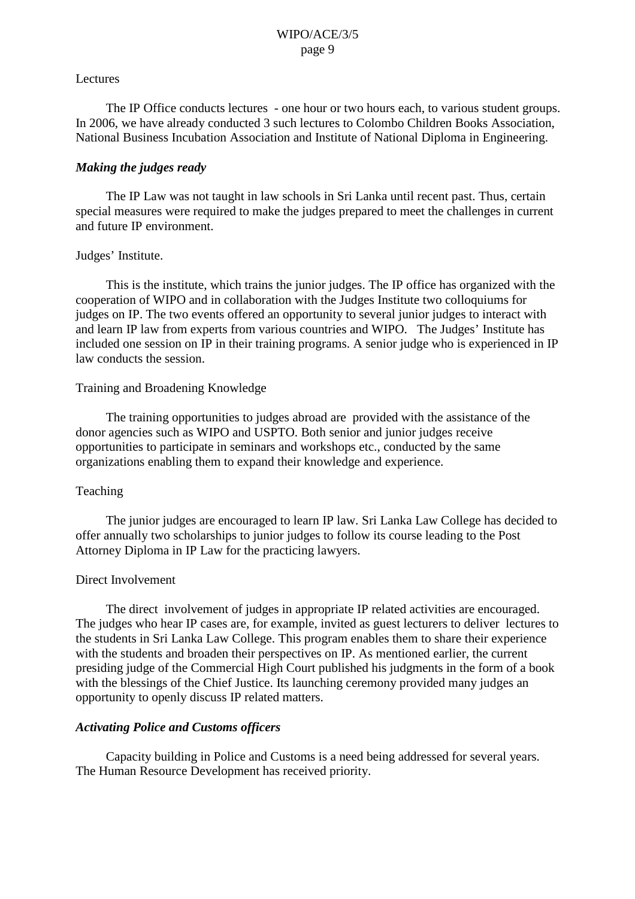Lectures

The IP Office conducts lectures - one hour or two hours each, to various student groups. In 2006, we have already conducted 3 such lectures to Colombo Children Books Association, National Business Incubation Association and Institute of National Diploma in Engineering.

### *Making the judges ready*

The IP Law was not taught in law schools in Sri Lanka until recent past. Thus, certain special measures were required to make the judges prepared to meet the challenges in current and future IP environment.

Judges' Institute.

This is the institute, which trains the junior judges. The IP office has organized with the cooperation of WIPO and in collaboration with the Judges Institute two colloquiums for judges on IP. The two events offered an opportunity to several junior judges to interact with and learn IP law from experts from various countries and WIPO. The Judges' Institute has included one session on IP in their training programs. A senior judge who is experienced in IP law conducts the session.

Training and Broadening Knowledge

The training opportunities to judges abroad are provided with the assistance of the donor agencies such as WIPO and USPTO. Both senior and junior judges receive opportunities to participate in seminars and workshops etc., conducted by the same organizations enabling them to expand their knowledge and experience.

Teaching

The junior judges are encouraged to learn IP law. Sri Lanka Law College has decided to offer annually two scholarships to junior judges to follow its course leading to the Post Attorney Diploma in IP Law for the practicing lawyers.

Direct Involvement

The direct involvement of judges in appropriate IP related activities are encouraged. The judges who hear IP cases are, for example, invited as guest lecturers to deliver lectures to the students in Sri Lanka Law College. This program enables them to share their experience with the students and broaden their perspectives on IP. As mentioned earlier, the current presiding judge of the Commercial High Court published his judgments in the form of a book with the blessings of the Chief Justice. Its launching ceremony provided many judges an opportunity to openly discuss IP related matters.

### *Activating Police and Customs officers*

Capacity building in Police and Customs is a need being addressed for several years. The Human Resource Development has received priority.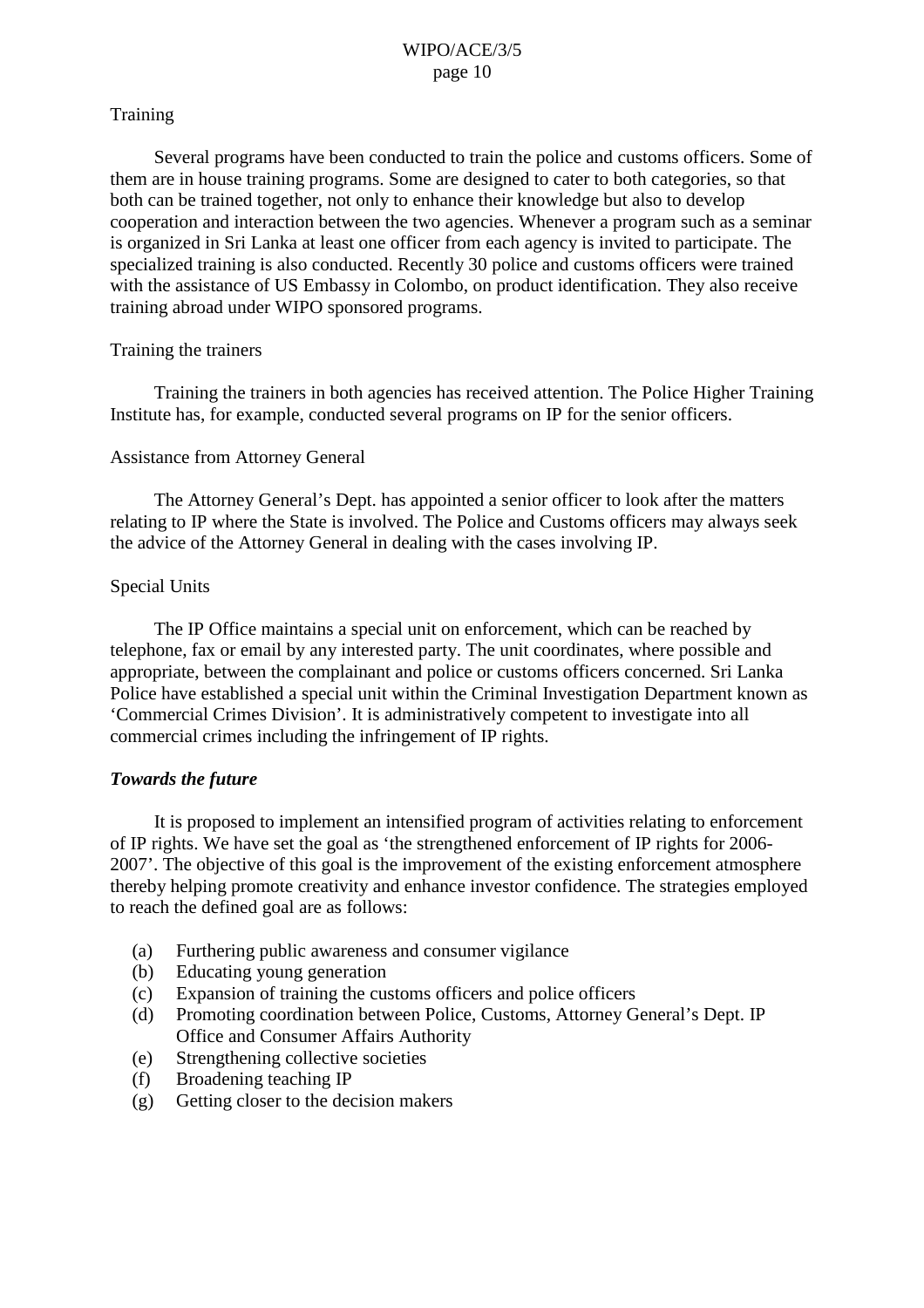Training

Several programs have been conducted to train the police and customs officers. Some of them are in house training programs. Some are designed to cater to both categories, so that both can be trained together, not only to enhance their knowledge but also to develop cooperation and interaction between the two agencies. Whenever a program such as a seminar is organized in Sri Lanka at least one officer from each agency is invited to participate. The specialized training is also conducted. Recently 30 police and customs officers were trained with the assistance of US Embassy in Colombo, on product identification. They also receive training abroad under WIPO sponsored programs.

Training the trainers

Training the trainers in both agencies has received attention. The Police Higher Training Institute has, for example, conducted several programs on IP for the senior officers.

Assistance from Attorney General

The Attorney General's Dept. has appointed a senior officer to look after the matters relating to IP where the State is involved. The Police and Customs officers may always seek the advice of the Attorney General in dealing with the cases involving IP.

Special Units

The IP Office maintains a special unit on enforcement, which can be reached by telephone, fax or email by any interested party. The unit coordinates, where possible and appropriate, between the complainant and police or customs officers concerned. Sri Lanka Police have established a special unit within the Criminal Investigation Department known as 'Commercial Crimes Division'. It is administratively competent to investigate into all commercial crimes including the infringement of IP rights.

***Towards the future***

It is proposed to implement an intensified program of activities relating to enforcement of IP rights. We have set the goal as 'the strengthened enforcement of IP rights for 2006-2007'. The objective of this goal is the improvement of the existing enforcement atmosphere thereby helping promote creativity and enhance investor confidence. The strategies employed to reach the defined goal are as follows:

(a) Furthering public awareness and consumer vigilance
(b) Educating young generation
(c) Expansion of training the customs officers and police officers
(d) Promoting coordination between Police, Customs, Attorney General's Dept. IP Office and Consumer Affairs Authority
(e) Strengthening collective societies
(f) Broadening teaching IP
(g) Getting closer to the decision makers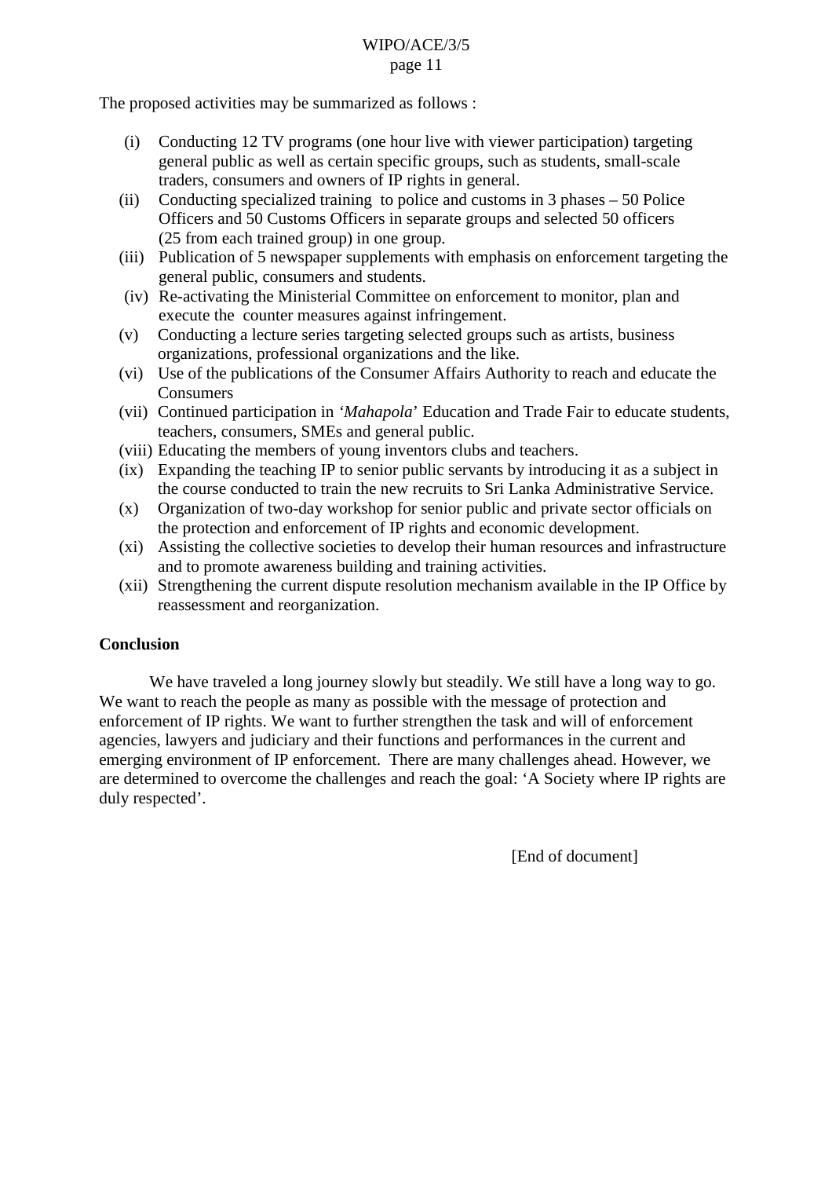The proposed activities may be summarized as follows :

(i) Conducting 12 TV programs (one hour live with viewer participation) targeting general public as well as certain specific groups, such as students, small-scale traders, consumers and owners of IP rights in general.

(ii) Conducting specialized training to police and customs in 3 phases – 50 Police Officers and 50 Customs Officers in separate groups and selected 50 officers (25 from each trained group) in one group.

(iii) Publication of 5 newspaper supplements with emphasis on enforcement targeting the general public, consumers and students.

(iv) Re-activating the Ministerial Committee on enforcement to monitor, plan and execute the counter measures against infringement.

(v) Conducting a lecture series targeting selected groups such as artists, business organizations, professional organizations and the like.

(vi) Use of the publications of the Consumer Affairs Authority to reach and educate the Consumers

(vii) Continued participation in '*Mahapola*' Education and Trade Fair to educate students, teachers, consumers, SMEs and general public.

(viii) Educating the members of young inventors clubs and teachers.

(ix) Expanding the teaching IP to senior public servants by introducing it as a subject in the course conducted to train the new recruits to Sri Lanka Administrative Service.

(x) Organization of two-day workshop for senior public and private sector officials on the protection and enforcement of IP rights and economic development.

(xi) Assisting the collective societies to develop their human resources and infrastructure and to promote awareness building and training activities.

(xii) Strengthening the current dispute resolution mechanism available in the IP Office by reassessment and reorganization.

**Conclusion**

We have traveled a long journey slowly but steadily. We still have a long way to go. We want to reach the people as many as possible with the message of protection and enforcement of IP rights. We want to further strengthen the task and will of enforcement agencies, lawyers and judiciary and their functions and performances in the current and emerging environment of IP enforcement. There are many challenges ahead. However, we are determined to overcome the challenges and reach the goal: 'A Society where IP rights are duly respected'.

[End of document]